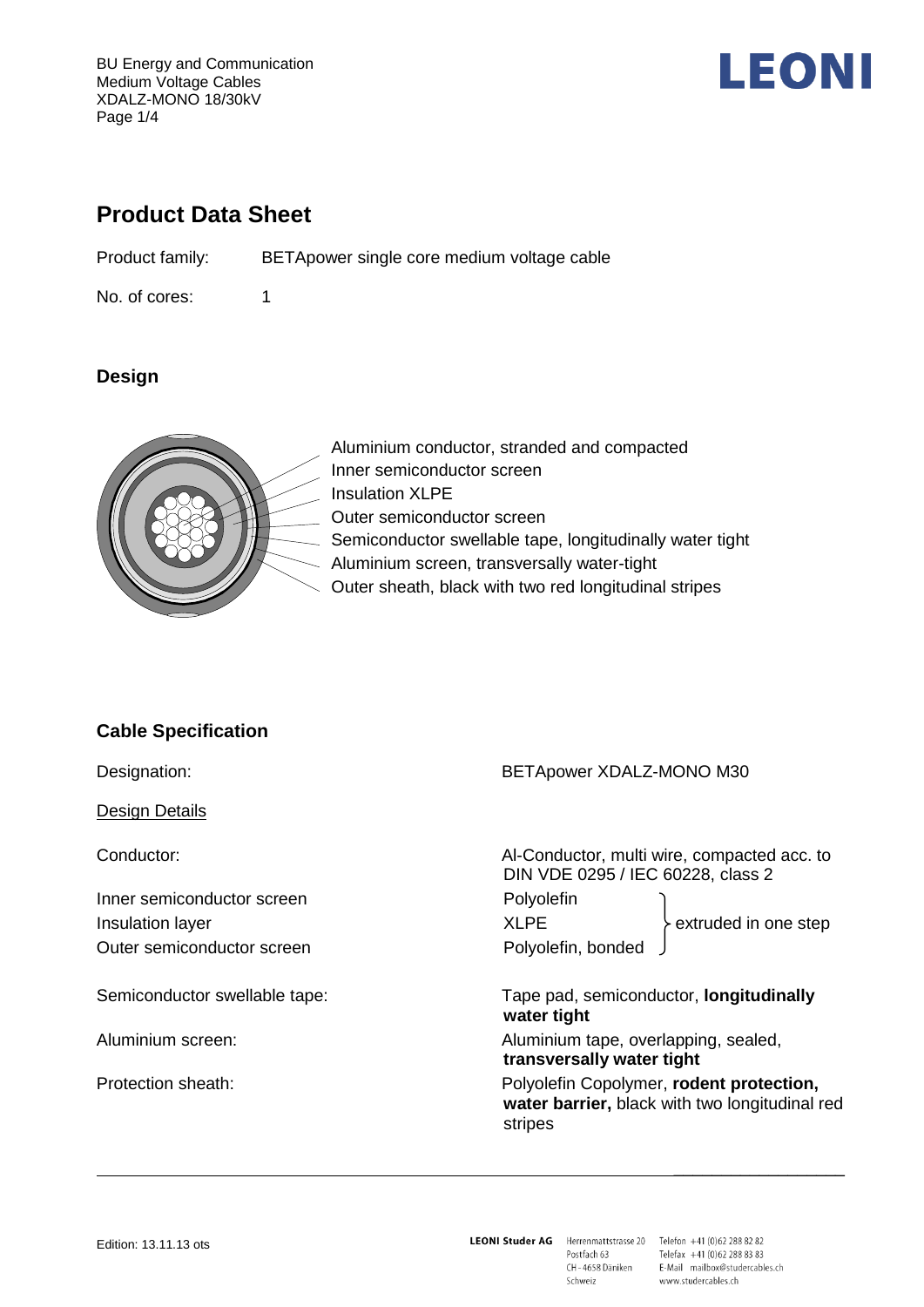## Product Data Sheet

Product family: BETApower single core medium voltage cable

No. of cores: 1

### Design

Aluminium conductor, stranded and compacted
Inner semiconductor screen
Insulation XLPE
Outer semiconductor screen
Semiconductor swellable tape, longitudinally water tight
Aluminium screen, transversally water-tight
Outer sheath, black with two red longitudinal stripes

### Cable Specification

| | |
|---|---|
| Designation: | BETApower XDALZ-MONO M30 |
| Design Details | |
| Conductor: | Al-Conductor, multi wire, compacted acc. to DIN VDE 0295 / IEC 60228, class 2 |
| Inner semiconductor screen | Polyolefin (extruded in one step) |
| Insulation layer | XLPE (extruded in one step) |
| Outer semiconductor screen | Polyolefin, bonded (extruded in one step) |
| Semiconductor swellable tape: | Tape pad, semiconductor, **longitudinally water tight** |
| Aluminium screen: | Aluminium tape, overlapping, sealed, **transversally water tight** |
| Protection sheath: | Polyolefin Copolymer, **rodent protection, water barrier,** black with two longitudinal red stripes |

Edition: 13.11.13 ots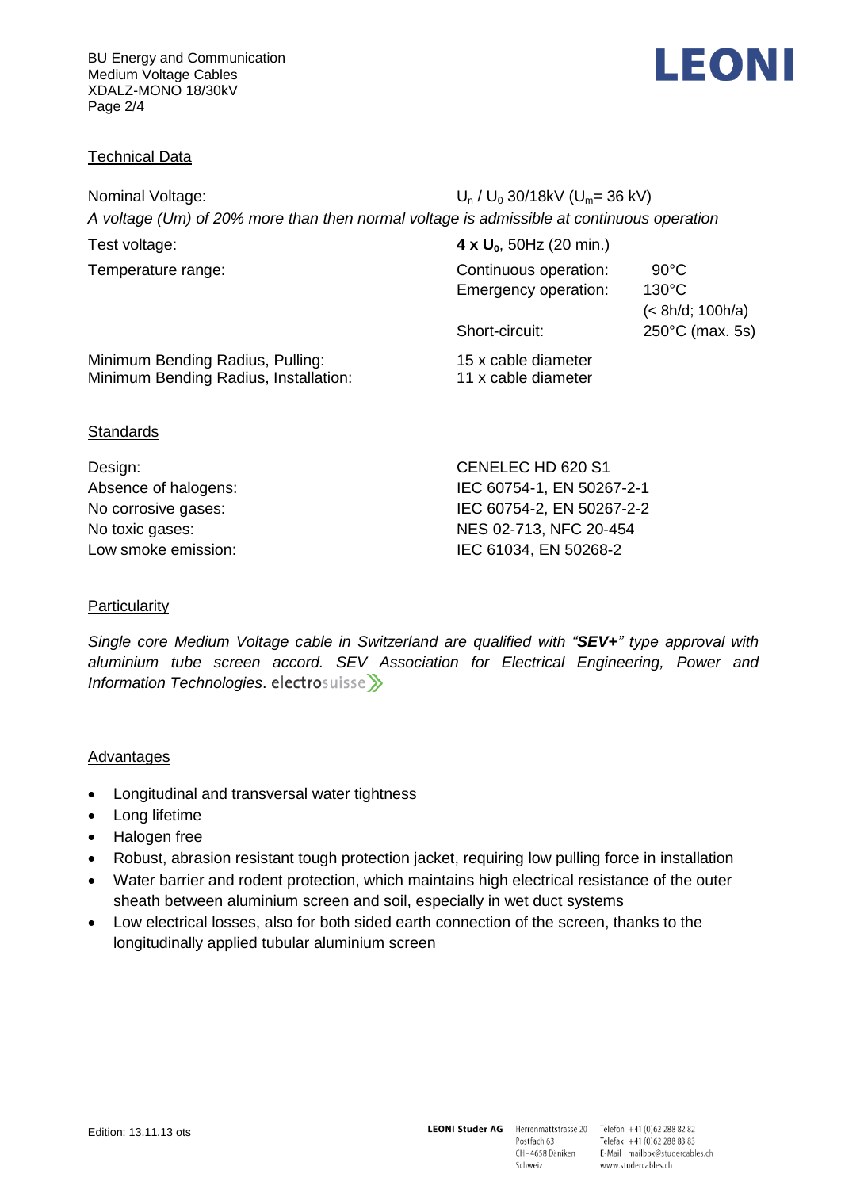## Technical Data

| | |
|---|---|
| Nominal Voltage: | $U_n$ / $U_0$ 30/18kV ($U_m$= 36 kV) |

*A voltage (Um) of 20% more than then normal voltage is admissible at continuous operation*

| | | |
|---|---|---|
| Test voltage: | **4 x $U_0$**, 50Hz (20 min.) | |
| Temperature range: | Continuous operation: | 90°C |
| | Emergency operation: | 130°C (< 8h/d; 100h/a) |
| | Short-circuit: | 250°C (max. 5s) |
| Minimum Bending Radius, Pulling: | 15 x cable diameter | |
| Minimum Bending Radius, Installation: | 11 x cable diameter | |

## Standards

| | |
|---|---|
| Design: | CENELEC HD 620 S1 |
| Absence of halogens: | IEC 60754-1, EN 50267-2-1 |
| No corrosive gases: | IEC 60754-2, EN 50267-2-2 |
| No toxic gases: | NES 02-713, NFC 20-454 |
| Low smoke emission: | IEC 61034, EN 50268-2 |

## Particularity

*Single core Medium Voltage cable in Switzerland are qualified with "**SEV+**" type approval with aluminium tube screen accord. SEV Association for Electrical Engineering, Power and Information Technologies*. electrosuisse

## Advantages

- Longitudinal and transversal water tightness
- Long lifetime
- Halogen free
- Robust, abrasion resistant tough protection jacket, requiring low pulling force in installation
- Water barrier and rodent protection, which maintains high electrical resistance of the outer sheath between aluminium screen and soil, especially in wet duct systems
- Low electrical losses, also for both sided earth connection of the screen, thanks to the longitudinally applied tubular aluminium screen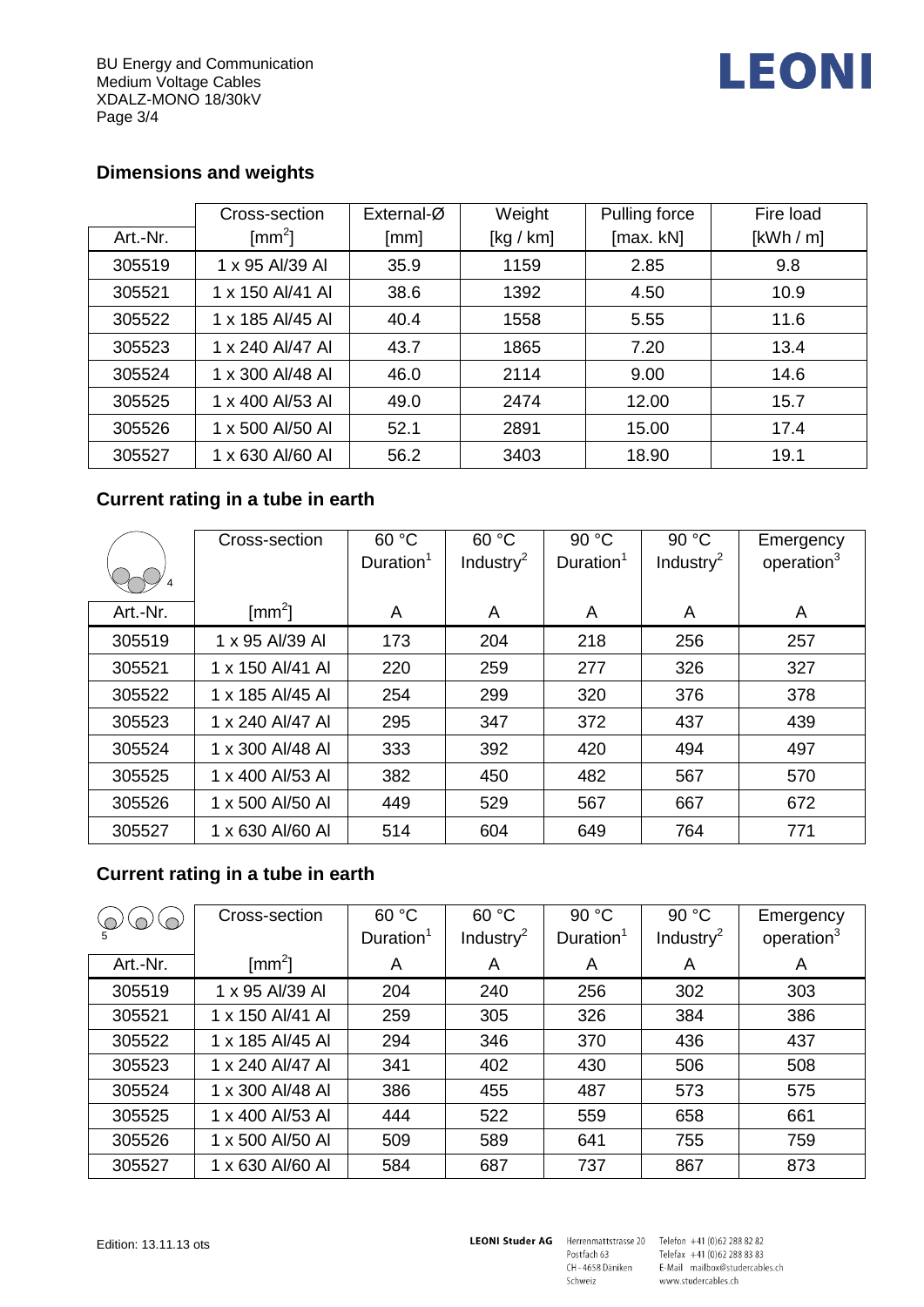## Dimensions and weights

| Art.-Nr. | Cross-section [$mm^2$] | External-Ø [mm] | Weight [kg / km] | Pulling force [max. kN] | Fire load [kWh / m] |
|---|---|---|---|---|---|
| 305519 | 1 x 95 Al/39 Al | 35.9 | 1159 | 2.85 | 9.8 |
| 305521 | 1 x 150 Al/41 Al | 38.6 | 1392 | 4.50 | 10.9 |
| 305522 | 1 x 185 Al/45 Al | 40.4 | 1558 | 5.55 | 11.6 |
| 305523 | 1 x 240 Al/47 Al | 43.7 | 1865 | 7.20 | 13.4 |
| 305524 | 1 x 300 Al/48 Al | 46.0 | 2114 | 9.00 | 14.6 |
| 305525 | 1 x 400 Al/53 Al | 49.0 | 2474 | 12.00 | 15.7 |
| 305526 | 1 x 500 Al/50 Al | 52.1 | 2891 | 15.00 | 17.4 |
| 305527 | 1 x 630 Al/60 Al | 56.2 | 3403 | 18.90 | 19.1 |

## Current rating in a tube in earth

| 4 | Cross-section | 60 °C Duration[1] | 60 °C Industry[2] | 90 °C Duration[1] | 90 °C Industry[2] | Emergency operation[3] |
|---|---|---|---|---|---|---|
| Art.-Nr. | [$mm^2$] | A | A | A | A | A |
| 305519 | 1 x 95 Al/39 Al | 173 | 204 | 218 | 256 | 257 |
| 305521 | 1 x 150 Al/41 Al | 220 | 259 | 277 | 326 | 327 |
| 305522 | 1 x 185 Al/45 Al | 254 | 299 | 320 | 376 | 378 |
| 305523 | 1 x 240 Al/47 Al | 295 | 347 | 372 | 437 | 439 |
| 305524 | 1 x 300 Al/48 Al | 333 | 392 | 420 | 494 | 497 |
| 305525 | 1 x 400 Al/53 Al | 382 | 450 | 482 | 567 | 570 |
| 305526 | 1 x 500 Al/50 Al | 449 | 529 | 567 | 667 | 672 |
| 305527 | 1 x 630 Al/60 Al | 514 | 604 | 649 | 764 | 771 |

## Current rating in a tube in earth

| 5 | Cross-section | 60 °C Duration[1] | 60 °C Industry[2] | 90 °C Duration[1] | 90 °C Industry[2] | Emergency operation[3] |
|---|---|---|---|---|---|---|
| Art.-Nr. | [$mm^2$] | A | A | A | A | A |
| 305519 | 1 x 95 Al/39 Al | 204 | 240 | 256 | 302 | 303 |
| 305521 | 1 x 150 Al/41 Al | 259 | 305 | 326 | 384 | 386 |
| 305522 | 1 x 185 Al/45 Al | 294 | 346 | 370 | 436 | 437 |
| 305523 | 1 x 240 Al/47 Al | 341 | 402 | 430 | 506 | 508 |
| 305524 | 1 x 300 Al/48 Al | 386 | 455 | 487 | 573 | 575 |
| 305525 | 1 x 400 Al/53 Al | 444 | 522 | 559 | 658 | 661 |
| 305526 | 1 x 500 Al/50 Al | 509 | 589 | 641 | 755 | 759 |
| 305527 | 1 x 630 Al/60 Al | 584 | 687 | 737 | 867 | 873 |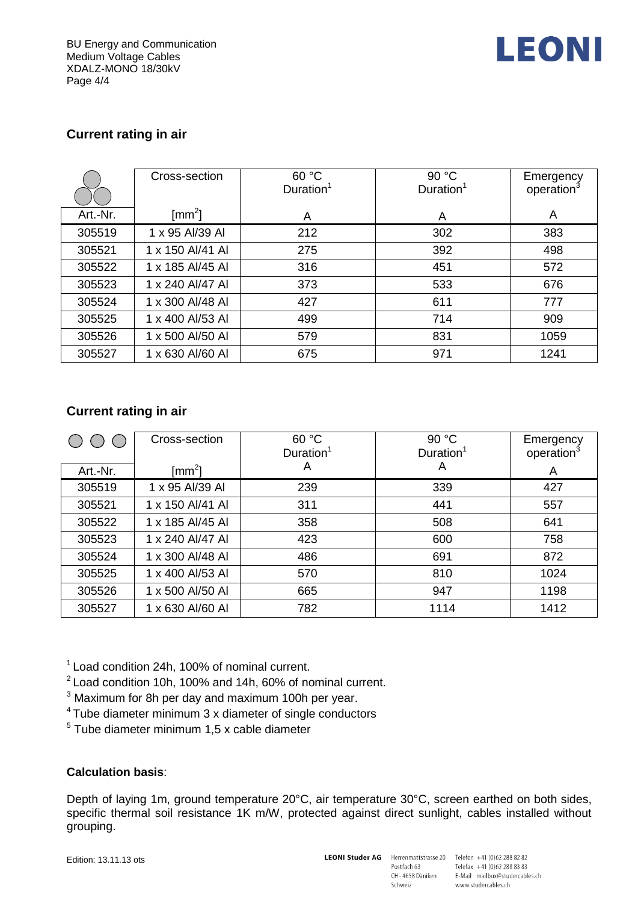## Current rating in air

| Art.-Nr. | Cross-section [mm²] | 60 °C Duration[1] A | 90 °C Duration[1] A | Emergency operation[3] A |
|---|---|---|---|---|
| 305519 | 1 x 95 Al/39 Al | 212 | 302 | 383 |
| 305521 | 1 x 150 Al/41 Al | 275 | 392 | 498 |
| 305522 | 1 x 185 Al/45 Al | 316 | 451 | 572 |
| 305523 | 1 x 240 Al/47 Al | 373 | 533 | 676 |
| 305524 | 1 x 300 Al/48 Al | 427 | 611 | 777 |
| 305525 | 1 x 400 Al/53 Al | 499 | 714 | 909 |
| 305526 | 1 x 500 Al/50 Al | 579 | 831 | 1059 |
| 305527 | 1 x 630 Al/60 Al | 675 | 971 | 1241 |

## Current rating in air

| Art.-Nr. | Cross-section [mm²] | 60 °C Duration[1] A | 90 °C Duration[1] A | Emergency operation[3] A |
|---|---|---|---|---|
| 305519 | 1 x 95 Al/39 Al | 239 | 339 | 427 |
| 305521 | 1 x 150 Al/41 Al | 311 | 441 | 557 |
| 305522 | 1 x 185 Al/45 Al | 358 | 508 | 641 |
| 305523 | 1 x 240 Al/47 Al | 423 | 600 | 758 |
| 305524 | 1 x 300 Al/48 Al | 486 | 691 | 872 |
| 305525 | 1 x 400 Al/53 Al | 570 | 810 | 1024 |
| 305526 | 1 x 500 Al/50 Al | 665 | 947 | 1198 |
| 305527 | 1 x 630 Al/60 Al | 782 | 1114 | 1412 |

[1] Load condition 24h, 100% of nominal current.
[2] Load condition 10h, 100% and 14h, 60% of nominal current.
[3] Maximum for 8h per day and maximum 100h per year.
[4] Tube diameter minimum 3 x diameter of single conductors
[5] Tube diameter minimum 1,5 x cable diameter

**Calculation basis**:

Depth of laying 1m, ground temperature 20°C, air temperature 30°C, screen earthed on both sides, specific thermal soil resistance 1K m/W, protected against direct sunlight, cables installed without grouping.